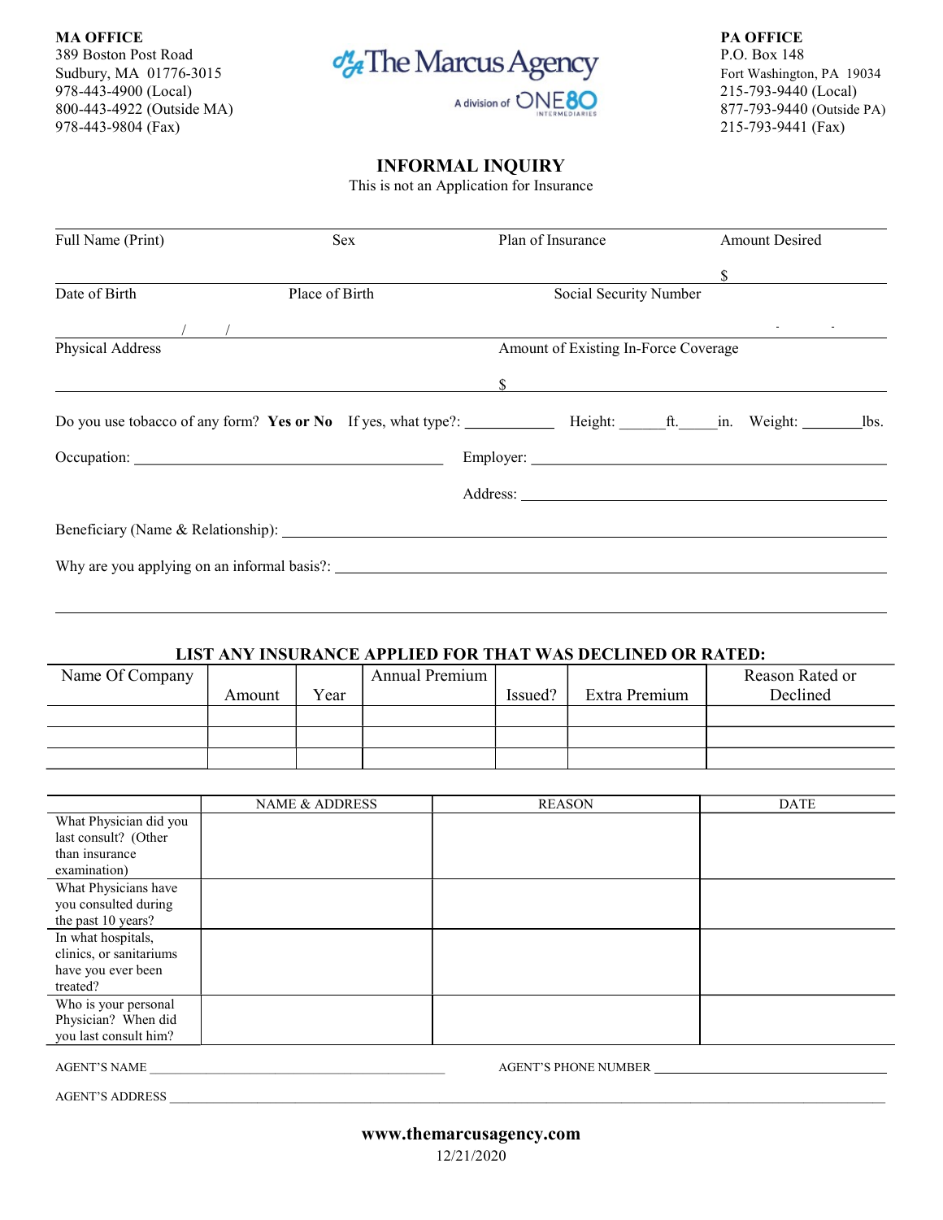**MA OFFICE**
389 Boston Post Road
Sudbury, MA 01776-3015
978-443-4900 (Local)
800-443-4922 (Outside MA)
978-443-9804 (Fax)

The Marcus Agency
A division of ONE80 INTERMEDIARIES

**PA OFFICE**
P.O. Box 148
Fort Washington, PA 19034
215-793-9440 (Local)
877-793-9440 (Outside PA)
215-793-9441 (Fax)

## INFORMAL INQUIRY

This is not an Application for Insurance

| Full Name (Print) | Sex | Plan of Insurance | Amount Desired |
|---|---|---|---|
| | | | $ |

| Date of Birth | Place of Birth | Social Security Number |
|---|---|---|
| / / | | - - |

| Physical Address | Amount of Existing In-Force Coverage |
|---|---|
| | $ |

Do you use tobacco of any form? **Yes or No** If yes, what type?: ____________ Height: ______ft.______in. Weight: ________lbs.

Occupation: ________________________________________ Employer: ________________________________________

Address: ________________________________________

Beneficiary (Name & Relationship): ________________________________________

Why are you applying on an informal basis?: ________________________________________

________________________________________________________________________________

**LIST ANY INSURANCE APPLIED FOR THAT WAS DECLINED OR RATED:**

| Name Of Company | Amount | Year | Annual Premium | Issued? | Extra Premium | Reason Rated or Declined |
|---|---|---|---|---|---|---|
| | | | | | | |
| | | | | | | |
| | | | | | | |

| | NAME & ADDRESS | REASON | DATE |
|---|---|---|---|
| What Physician did you last consult? (Other than insurance examination) | | | |
| What Physicians have you consulted during the past 10 years? | | | |
| In what hospitals, clinics, or sanitariums have you ever been treated? | | | |
| Who is your personal Physician? When did you last consult him? | | | |

AGENT'S NAME ________________________________________ AGENT'S PHONE NUMBER ________________________________________

AGENT'S ADDRESS ________________________________________

**www.themarcusagency.com**

12/21/2020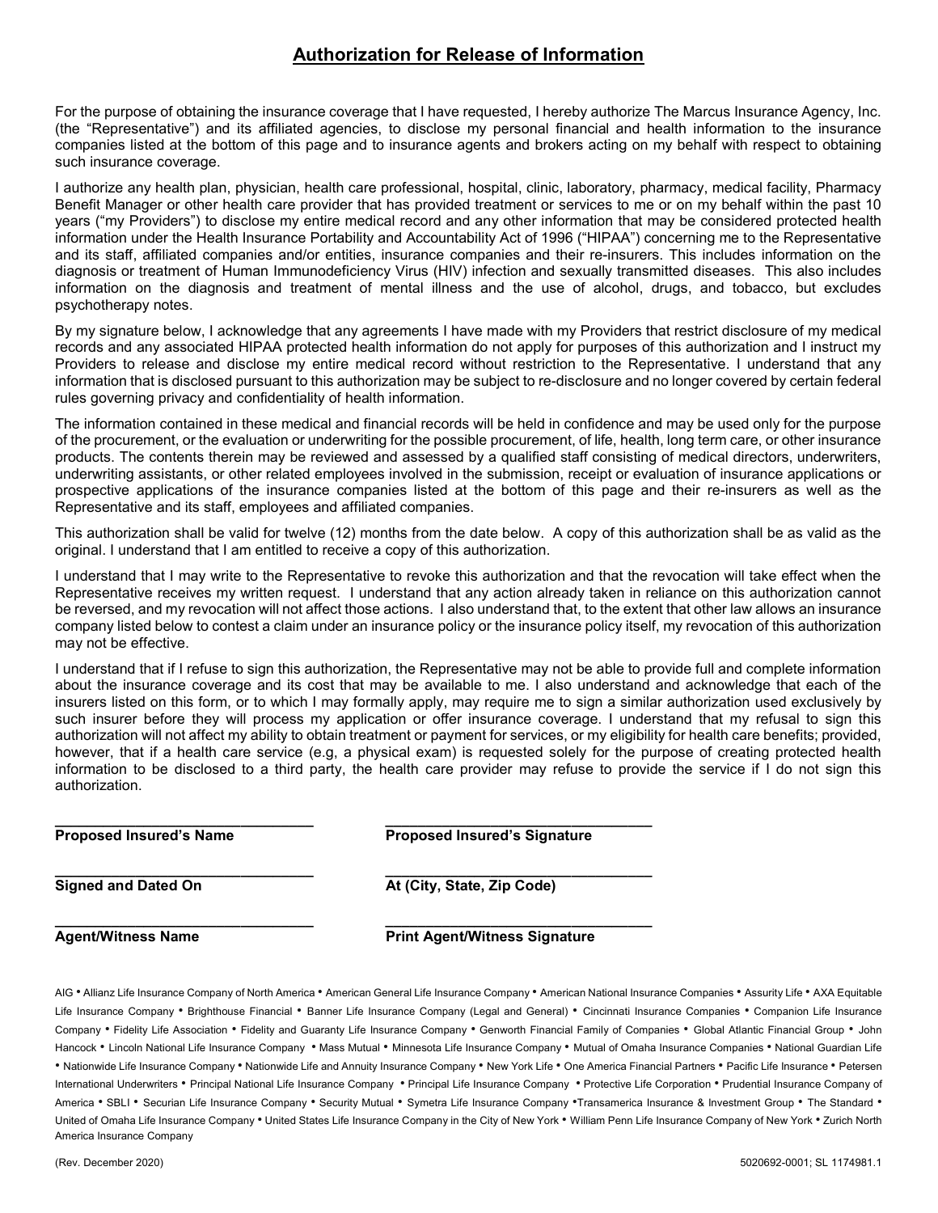## Authorization for Release of Information

For the purpose of obtaining the insurance coverage that I have requested, I hereby authorize The Marcus Insurance Agency, Inc. (the "Representative") and its affiliated agencies, to disclose my personal financial and health information to the insurance companies listed at the bottom of this page and to insurance agents and brokers acting on my behalf with respect to obtaining such insurance coverage.

I authorize any health plan, physician, health care professional, hospital, clinic, laboratory, pharmacy, medical facility, Pharmacy Benefit Manager or other health care provider that has provided treatment or services to me or on my behalf within the past 10 years ("my Providers") to disclose my entire medical record and any other information that may be considered protected health information under the Health Insurance Portability and Accountability Act of 1996 ("HIPAA") concerning me to the Representative and its staff, affiliated companies and/or entities, insurance companies and their re-insurers. This includes information on the diagnosis or treatment of Human Immunodeficiency Virus (HIV) infection and sexually transmitted diseases. This also includes information on the diagnosis and treatment of mental illness and the use of alcohol, drugs, and tobacco, but excludes psychotherapy notes.

By my signature below, I acknowledge that any agreements I have made with my Providers that restrict disclosure of my medical records and any associated HIPAA protected health information do not apply for purposes of this authorization and I instruct my Providers to release and disclose my entire medical record without restriction to the Representative. I understand that any information that is disclosed pursuant to this authorization may be subject to re-disclosure and no longer covered by certain federal rules governing privacy and confidentiality of health information.

The information contained in these medical and financial records will be held in confidence and may be used only for the purpose of the procurement, or the evaluation or underwriting for the possible procurement, of life, health, long term care, or other insurance products. The contents therein may be reviewed and assessed by a qualified staff consisting of medical directors, underwriters, underwriting assistants, or other related employees involved in the submission, receipt or evaluation of insurance applications or prospective applications of the insurance companies listed at the bottom of this page and their re-insurers as well as the Representative and its staff, employees and affiliated companies.

This authorization shall be valid for twelve (12) months from the date below. A copy of this authorization shall be as valid as the original. I understand that I am entitled to receive a copy of this authorization.

I understand that I may write to the Representative to revoke this authorization and that the revocation will take effect when the Representative receives my written request. I understand that any action already taken in reliance on this authorization cannot be reversed, and my revocation will not affect those actions. I also understand that, to the extent that other law allows an insurance company listed below to contest a claim under an insurance policy or the insurance policy itself, my revocation of this authorization may not be effective.

I understand that if I refuse to sign this authorization, the Representative may not be able to provide full and complete information about the insurance coverage and its cost that may be available to me. I also understand and acknowledge that each of the insurers listed on this form, or to which I may formally apply, may require me to sign a similar authorization used exclusively by such insurer before they will process my application or offer insurance coverage. I understand that my refusal to sign this authorization will not affect my ability to obtain treatment or payment for services, or my eligibility for health care benefits; provided, however, that if a health care service (e.g, a physical exam) is requested solely for the purpose of creating protected health information to be disclosed to a third party, the health care provider may refuse to provide the service if I do not sign this authorization.

| | |
|---|---|
| ______________________________ | ______________________________ |
| **Proposed Insured's Name** | **Proposed Insured's Signature** |
| ______________________________ | ______________________________ |
| **Signed and Dated On** | **At (City, State, Zip Code)** |
| ______________________________ | ______________________________ |
| **Agent/Witness Name** | **Print Agent/Witness Signature** |

AIG • Allianz Life Insurance Company of North America • American General Life Insurance Company • American National Insurance Companies • Assurity Life • AXA Equitable Life Insurance Company • Brighthouse Financial • Banner Life Insurance Company (Legal and General) • Cincinnati Insurance Companies • Companion Life Insurance Company • Fidelity Life Association • Fidelity and Guaranty Life Insurance Company • Genworth Financial Family of Companies • Global Atlantic Financial Group • John Hancock • Lincoln National Life Insurance Company • Mass Mutual • Minnesota Life Insurance Company • Mutual of Omaha Insurance Companies • National Guardian Life • Nationwide Life Insurance Company • Nationwide Life and Annuity Insurance Company • New York Life • One America Financial Partners • Pacific Life Insurance • Petersen International Underwriters • Principal National Life Insurance Company • Principal Life Insurance Company • Protective Life Corporation • Prudential Insurance Company of America • SBLI • Securian Life Insurance Company • Security Mutual • Symetra Life Insurance Company •Transamerica Insurance & Investment Group • The Standard • United of Omaha Life Insurance Company • United States Life Insurance Company in the City of New York • William Penn Life Insurance Company of New York • Zurich North America Insurance Company

(Rev. December 2020)

5020692-0001; SL 1174981.1